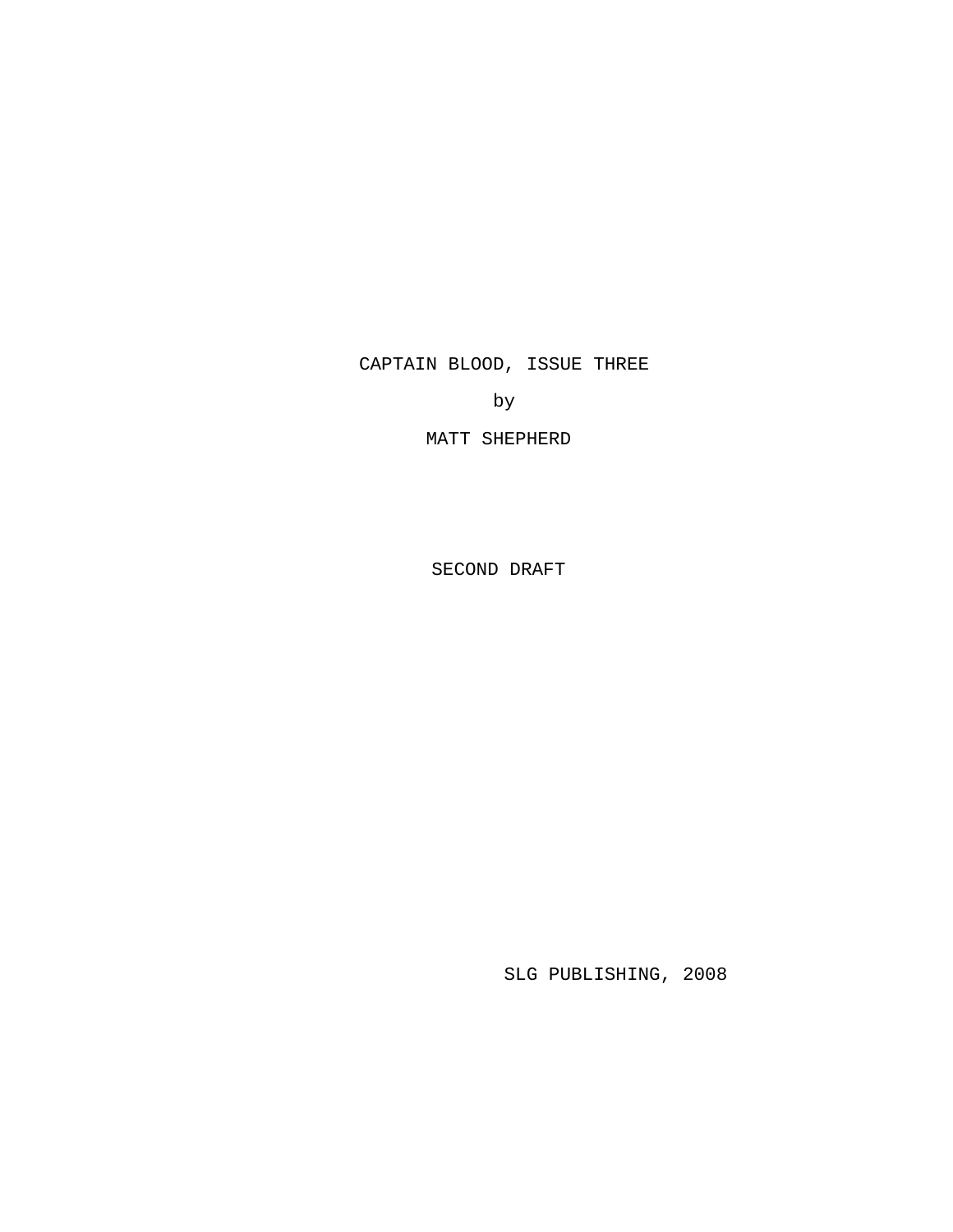# CAPTAIN BLOOD, ISSUE THREE

by

MATT SHEPHERD

SECOND DRAFT

SLG PUBLISHING, 2008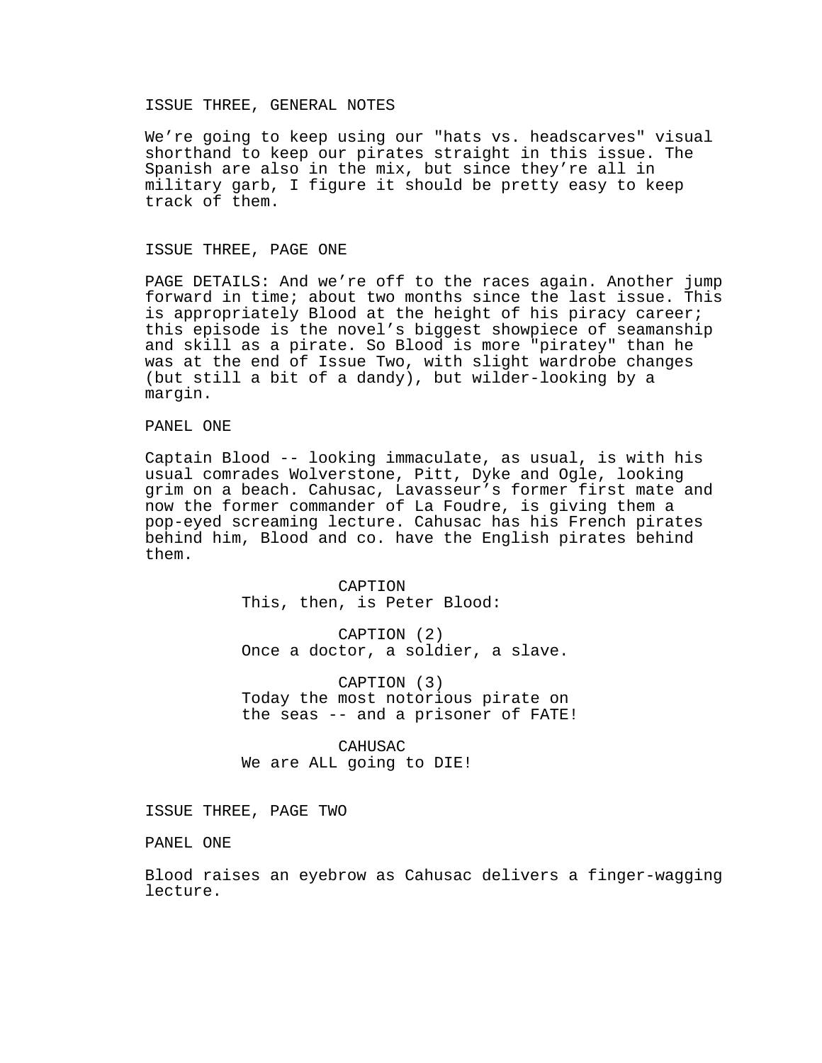ISSUE THREE, GENERAL NOTES

We're going to keep using our "hats vs. headscarves" visual shorthand to keep our pirates straight in this issue. The Spanish are also in the mix, but since they're all in military garb, I figure it should be pretty easy to keep track of them.

ISSUE THREE, PAGE ONE

PAGE DETAILS: And we're off to the races again. Another jump forward in time; about two months since the last issue. This is appropriately Blood at the height of his piracy career; this episode is the novel's biggest showpiece of seamanship and skill as a pirate. So Blood is more "piratey" than he was at the end of Issue Two, with slight wardrobe changes (but still a bit of a dandy), but wilder-looking by a margin.

PANEL ONE

Captain Blood -- looking immaculate, as usual, is with his usual comrades Wolverstone, Pitt, Dyke and Ogle, looking grim on a beach. Cahusac, Lavasseur's former first mate and now the former commander of La Foudre, is giving them a pop-eyed screaming lecture. Cahusac has his French pirates behind him, Blood and co. have the English pirates behind them.

CAPTION
This, then, is Peter Blood:

CAPTION (2)
Once a doctor, a soldier, a slave.

CAPTION (3)
Today the most notorious pirate on the seas -- and a prisoner of FATE!

CAHUSAC
We are ALL going to DIE!

ISSUE THREE, PAGE TWO

PANEL ONE

Blood raises an eyebrow as Cahusac delivers a finger-wagging lecture.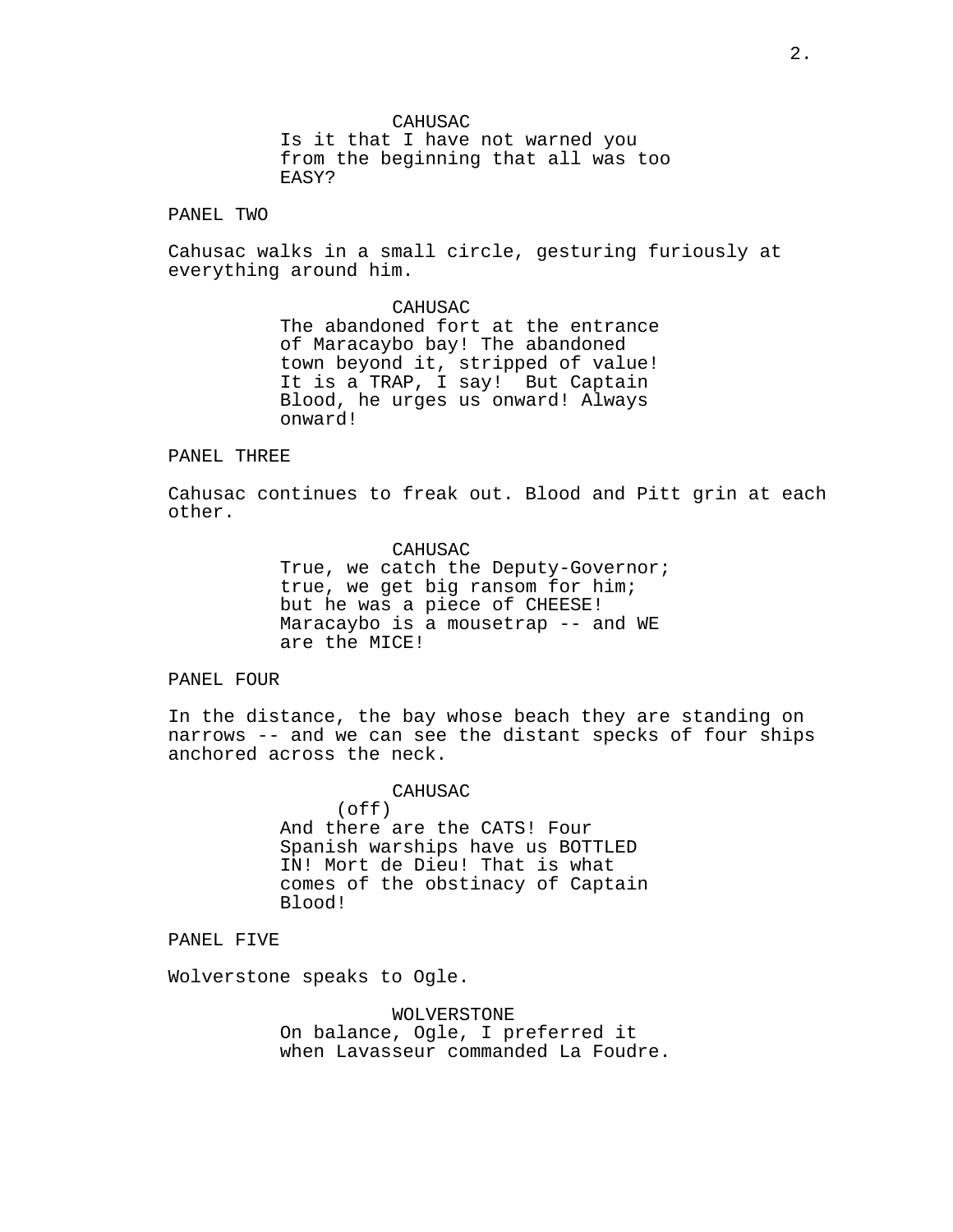CAHUSAC

Is it that I have not warned you from the beginning that all was too EASY?

PANEL TWO

Cahusac walks in a small circle, gesturing furiously at everything around him.

CAHUSAC

The abandoned fort at the entrance of Maracaybo bay! The abandoned town beyond it, stripped of value! It is a TRAP, I say!  But Captain Blood, he urges us onward! Always onward!

PANEL THREE

Cahusac continues to freak out. Blood and Pitt grin at each other.

CAHUSAC

True, we catch the Deputy-Governor; true, we get big ransom for him; but he was a piece of CHEESE! Maracaybo is a mousetrap -- and WE are the MICE!

PANEL FOUR

In the distance, the bay whose beach they are standing on narrows -- and we can see the distant specks of four ships anchored across the neck.

CAHUSAC
(off)

And there are the CATS! Four Spanish warships have us BOTTLED IN! Mort de Dieu! That is what comes of the obstinacy of Captain Blood!

PANEL FIVE

Wolverstone speaks to Ogle.

WOLVERSTONE

On balance, Ogle, I preferred it when Lavasseur commanded La Foudre.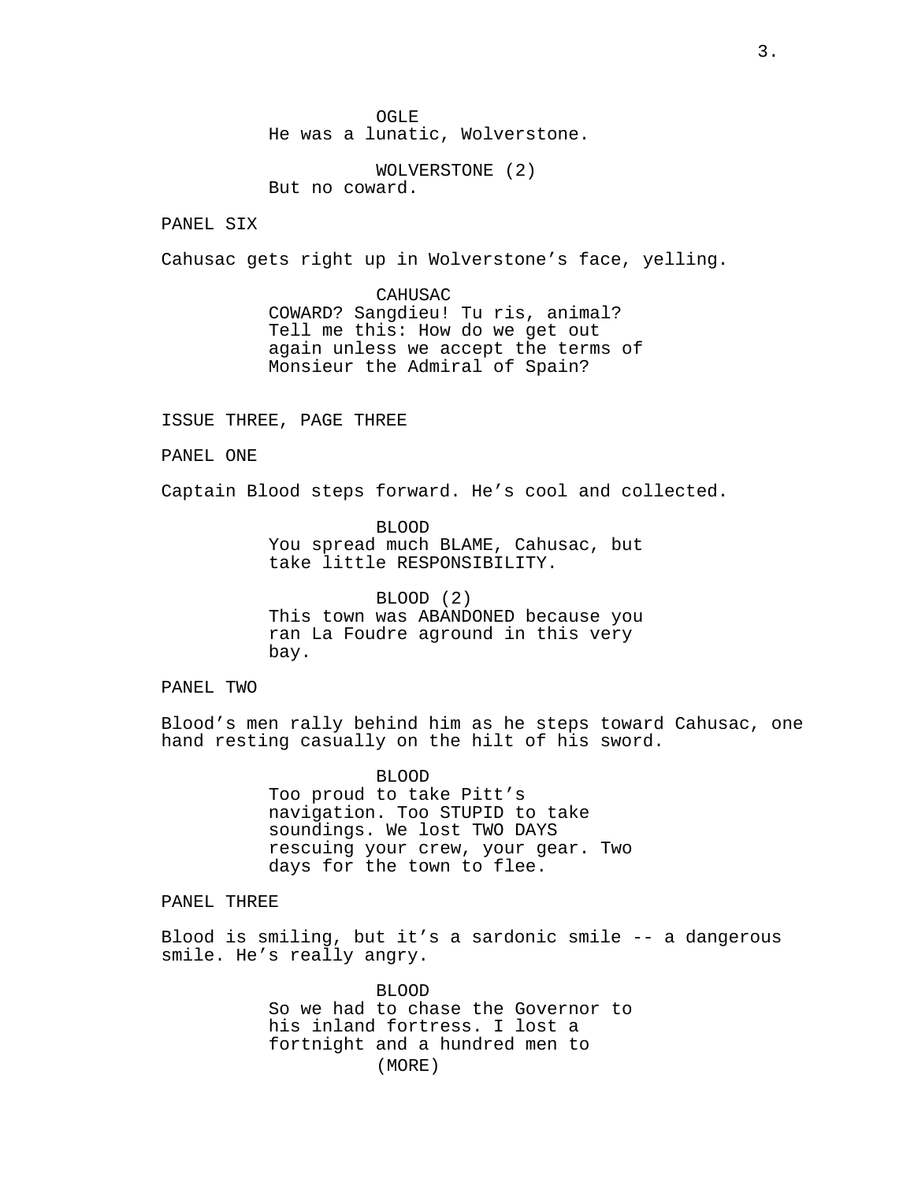OGLE
He was a lunatic, Wolverstone.

WOLVERSTONE (2)
But no coward.

PANEL SIX

Cahusac gets right up in Wolverstone's face, yelling.

CAHUSAC
COWARD? Sangdieu! Tu ris, animal? Tell me this: How do we get out again unless we accept the terms of Monsieur the Admiral of Spain?

ISSUE THREE, PAGE THREE

PANEL ONE

Captain Blood steps forward. He's cool and collected.

BLOOD
You spread much BLAME, Cahusac, but take little RESPONSIBILITY.

BLOOD (2)
This town was ABANDONED because you ran La Foudre aground in this very bay.

PANEL TWO

Blood's men rally behind him as he steps toward Cahusac, one hand resting casually on the hilt of his sword.

BLOOD
Too proud to take Pitt's navigation. Too STUPID to take soundings. We lost TWO DAYS rescuing your crew, your gear. Two days for the town to flee.

PANEL THREE

Blood is smiling, but it's a sardonic smile -- a dangerous smile. He's really angry.

BLOOD
So we had to chase the Governor to his inland fortress. I lost a fortnight and a hundred men to
(MORE)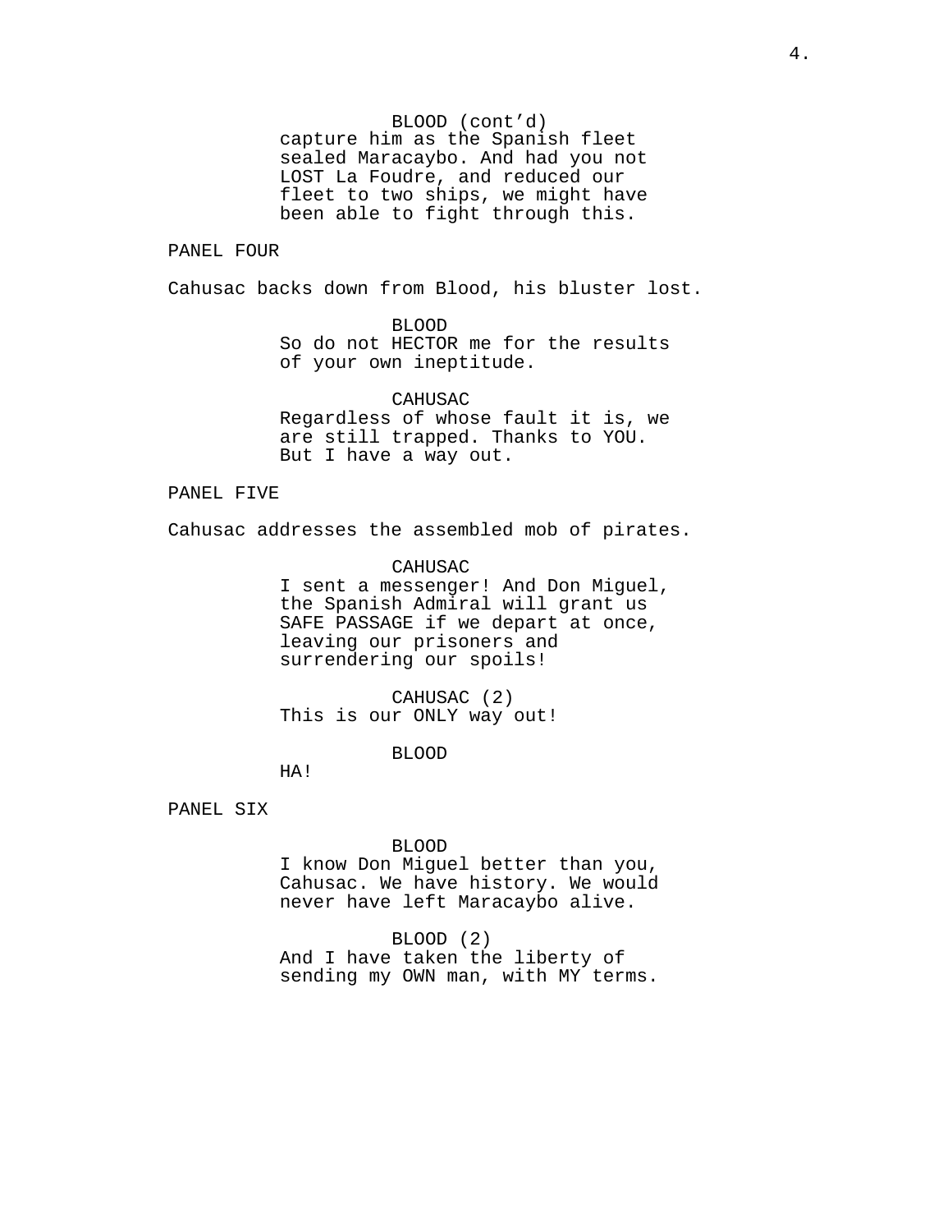BLOOD (cont'd)
capture him as the Spanish fleet sealed Maracaybo. And had you not LOST La Foudre, and reduced our fleet to two ships, we might have been able to fight through this.

PANEL FOUR

Cahusac backs down from Blood, his bluster lost.

BLOOD
So do not HECTOR me for the results of your own ineptitude.

CAHUSAC
Regardless of whose fault it is, we are still trapped. Thanks to YOU. But I have a way out.

PANEL FIVE

Cahusac addresses the assembled mob of pirates.

CAHUSAC
I sent a messenger! And Don Miguel, the Spanish Admiral will grant us SAFE PASSAGE if we depart at once, leaving our prisoners and surrendering our spoils!

CAHUSAC (2)
This is our ONLY way out!

BLOOD
HA!

PANEL SIX

BLOOD
I know Don Miguel better than you, Cahusac. We have history. We would never have left Maracaybo alive.

BLOOD (2)
And I have taken the liberty of sending my OWN man, with MY terms.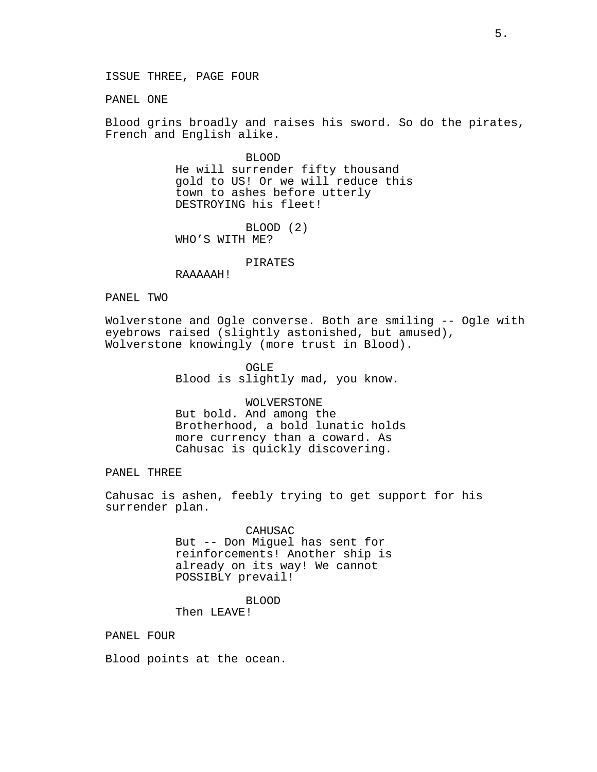ISSUE THREE, PAGE FOUR

PANEL ONE

Blood grins broadly and raises his sword. So do the pirates, French and English alike.

BLOOD
He will surrender fifty thousand gold to US! Or we will reduce this town to ashes before utterly DESTROYING his fleet!

BLOOD (2)
WHO'S WITH ME?

PIRATES
RAAAAAH!

PANEL TWO

Wolverstone and Ogle converse. Both are smiling -- Ogle with eyebrows raised (slightly astonished, but amused), Wolverstone knowingly (more trust in Blood).

OGLE
Blood is slightly mad, you know.

WOLVERSTONE
But bold. And among the Brotherhood, a bold lunatic holds more currency than a coward. As Cahusac is quickly discovering.

PANEL THREE

Cahusac is ashen, feebly trying to get support for his surrender plan.

CAHUSAC
But -- Don Miguel has sent for reinforcements! Another ship is already on its way! We cannot POSSIBLY prevail!

BLOOD
Then LEAVE!

PANEL FOUR

Blood points at the ocean.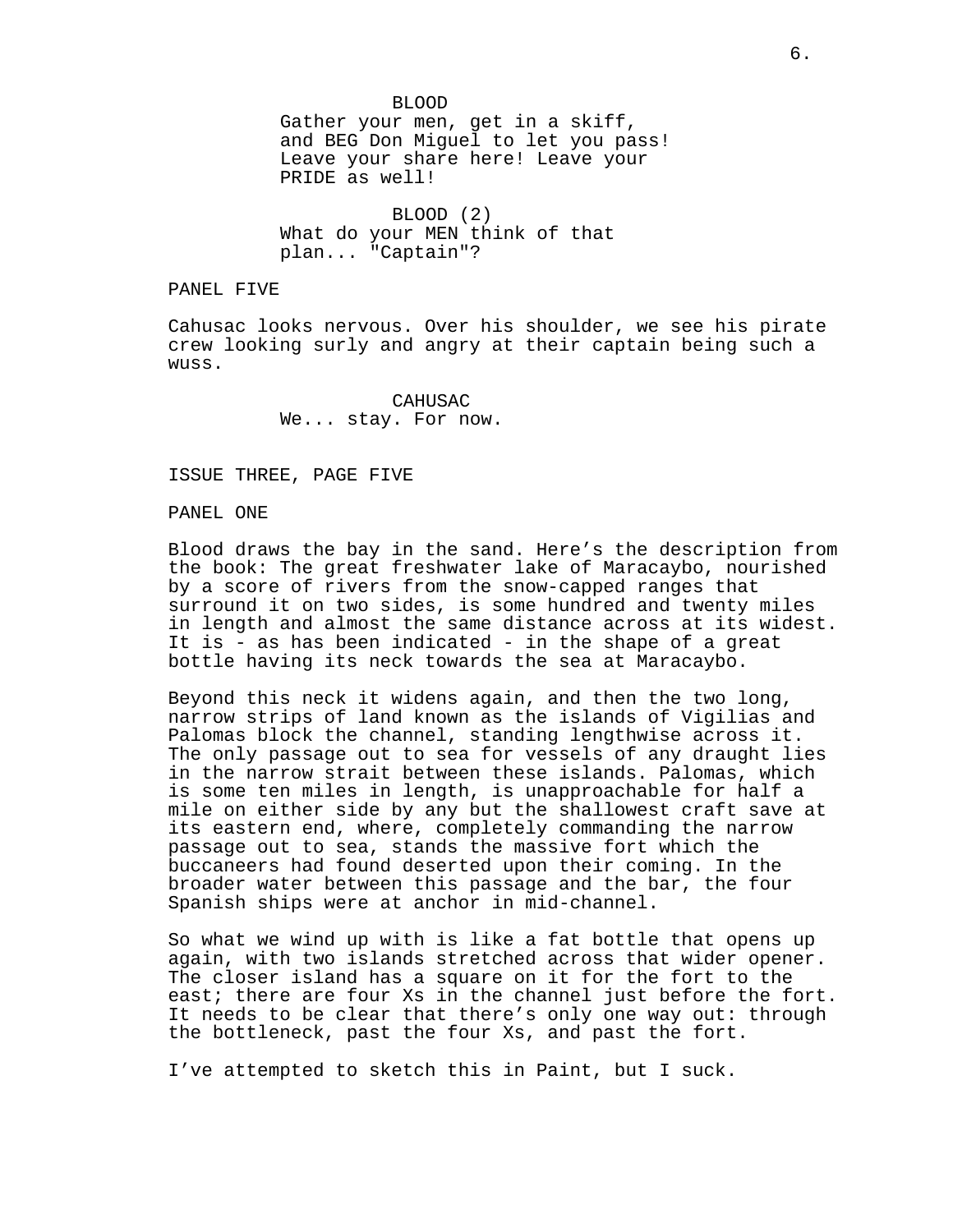BLOOD
Gather your men, get in a skiff, and BEG Don Miguel to let you pass! Leave your share here! Leave your PRIDE as well!

BLOOD (2)
What do your MEN think of that plan... "Captain"?

PANEL FIVE

Cahusac looks nervous. Over his shoulder, we see his pirate crew looking surly and angry at their captain being such a wuss.

CAHUSAC
We... stay. For now.

ISSUE THREE, PAGE FIVE

PANEL ONE

Blood draws the bay in the sand. Here’s the description from the book: The great freshwater lake of Maracaybo, nourished by a score of rivers from the snow-capped ranges that surround it on two sides, is some hundred and twenty miles in length and almost the same distance across at its widest. It is - as has been indicated - in the shape of a great bottle having its neck towards the sea at Maracaybo.

Beyond this neck it widens again, and then the two long, narrow strips of land known as the islands of Vigilias and Palomas block the channel, standing lengthwise across it. The only passage out to sea for vessels of any draught lies in the narrow strait between these islands. Palomas, which is some ten miles in length, is unapproachable for half a mile on either side by any but the shallowest craft save at its eastern end, where, completely commanding the narrow passage out to sea, stands the massive fort which the buccaneers had found deserted upon their coming. In the broader water between this passage and the bar, the four Spanish ships were at anchor in mid-channel.

So what we wind up with is like a fat bottle that opens up again, with two islands stretched across that wider opener. The closer island has a square on it for the fort to the east; there are four Xs in the channel just before the fort. It needs to be clear that there’s only one way out: through the bottleneck, past the four Xs, and past the fort.

I’ve attempted to sketch this in Paint, but I suck.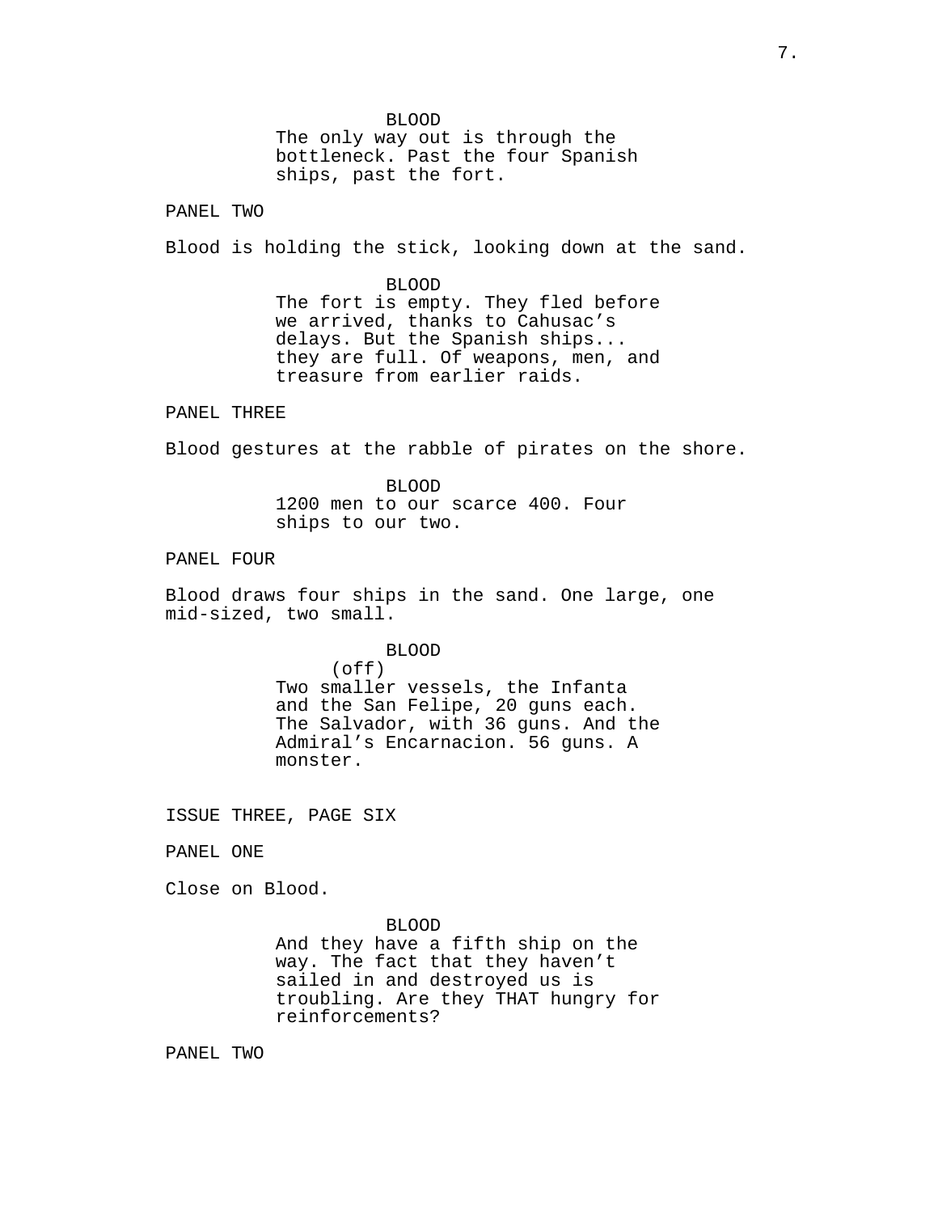BLOOD
The only way out is through the bottleneck. Past the four Spanish ships, past the fort.

PANEL TWO

Blood is holding the stick, looking down at the sand.

BLOOD
The fort is empty. They fled before we arrived, thanks to Cahusac's delays. But the Spanish ships... they are full. Of weapons, men, and treasure from earlier raids.

PANEL THREE

Blood gestures at the rabble of pirates on the shore.

BLOOD
1200 men to our scarce 400. Four ships to our two.

PANEL FOUR

Blood draws four ships in the sand. One large, one mid-sized, two small.

BLOOD
(off)
Two smaller vessels, the Infanta and the San Felipe, 20 guns each. The Salvador, with 36 guns. And the Admiral's Encarnacion. 56 guns. A monster.

ISSUE THREE, PAGE SIX

PANEL ONE

Close on Blood.

BLOOD
And they have a fifth ship on the way. The fact that they haven't sailed in and destroyed us is troubling. Are they THAT hungry for reinforcements?

PANEL TWO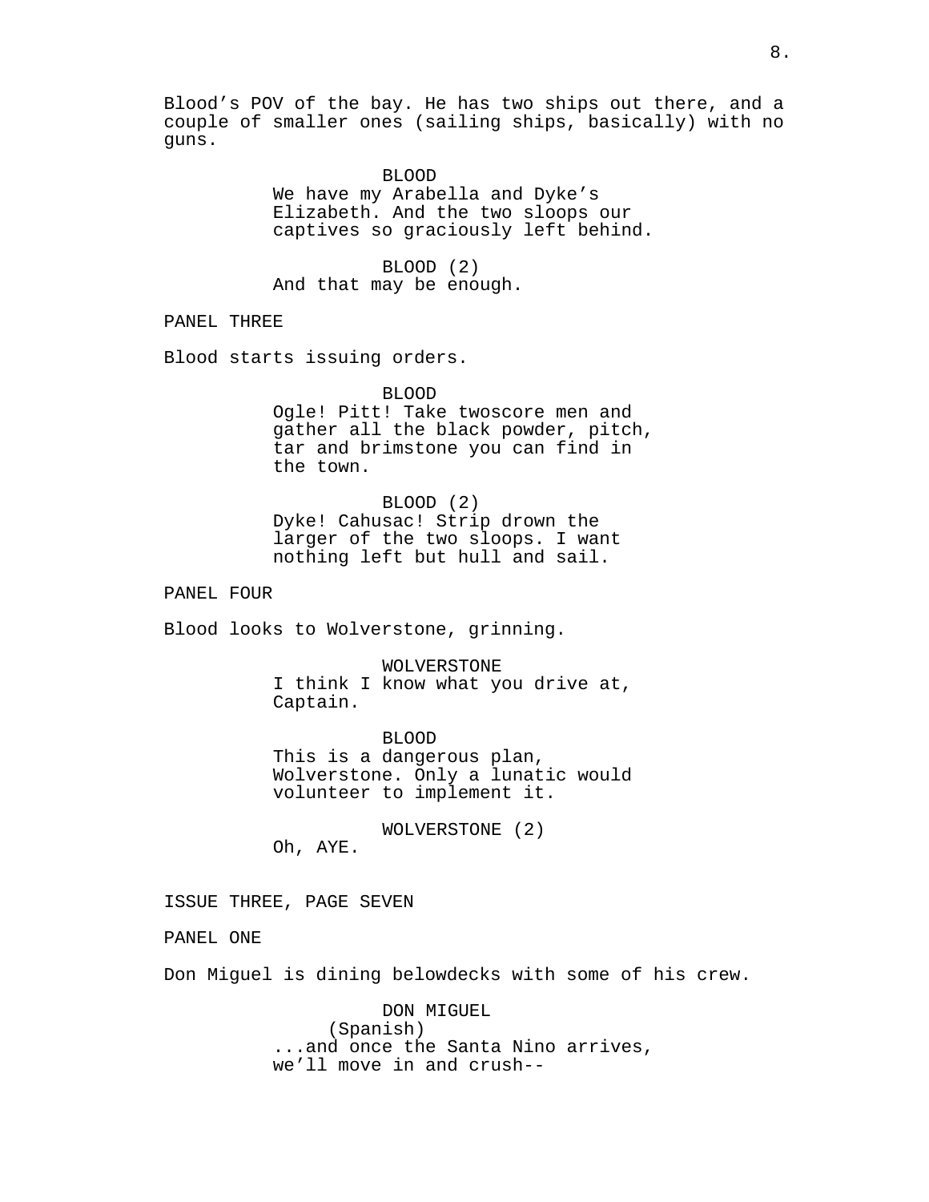Blood's POV of the bay. He has two ships out there, and a couple of smaller ones (sailing ships, basically) with no guns.

BLOOD
We have my Arabella and Dyke's Elizabeth. And the two sloops our captives so graciously left behind.

BLOOD (2)
And that may be enough.

PANEL THREE

Blood starts issuing orders.

BLOOD
Ogle! Pitt! Take twoscore men and gather all the black powder, pitch, tar and brimstone you can find in the town.

BLOOD (2)
Dyke! Cahusac! Strip drown the larger of the two sloops. I want nothing left but hull and sail.

PANEL FOUR

Blood looks to Wolverstone, grinning.

WOLVERSTONE
I think I know what you drive at, Captain.

BLOOD
This is a dangerous plan, Wolverstone. Only a lunatic would volunteer to implement it.

WOLVERSTONE (2)
Oh, AYE.

ISSUE THREE, PAGE SEVEN

PANEL ONE

Don Miguel is dining belowdecks with some of his crew.

DON MIGUEL
(Spanish)
...and once the Santa Nino arrives, we'll move in and crush--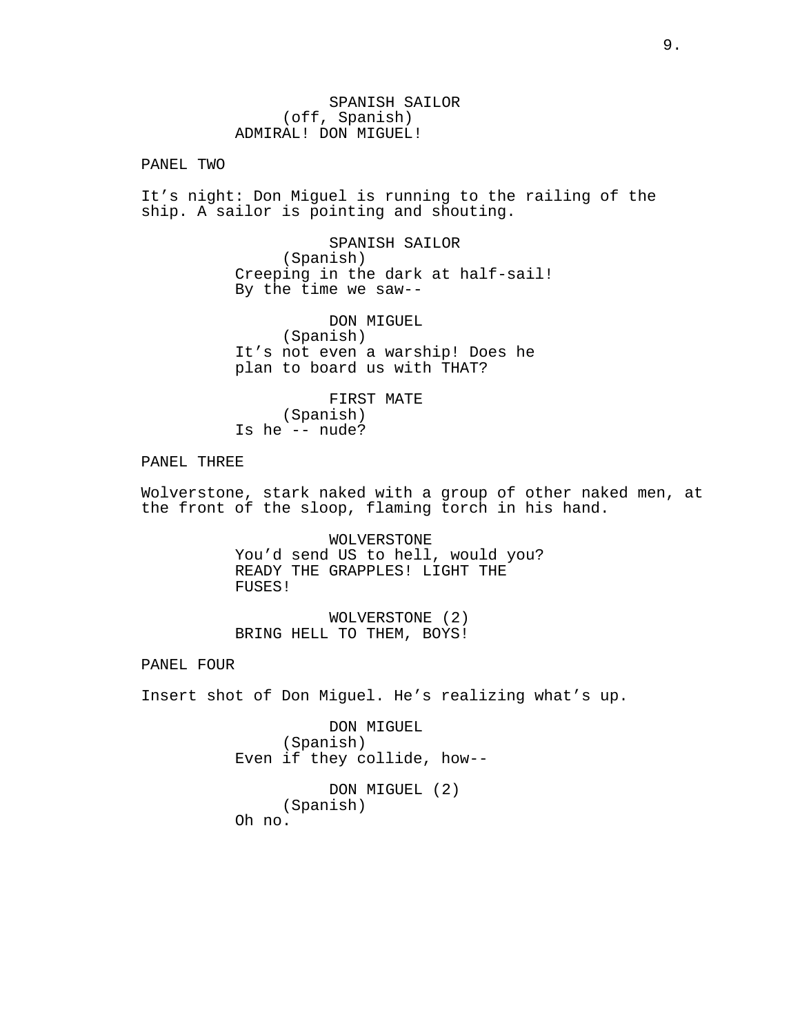SPANISH SAILOR
(off, Spanish)
ADMIRAL! DON MIGUEL!

PANEL TWO

It's night: Don Miguel is running to the railing of the ship. A sailor is pointing and shouting.

SPANISH SAILOR
(Spanish)
Creeping in the dark at half-sail! By the time we saw--

DON MIGUEL
(Spanish)
It's not even a warship! Does he plan to board us with THAT?

FIRST MATE
(Spanish)
Is he -- nude?

PANEL THREE

Wolverstone, stark naked with a group of other naked men, at the front of the sloop, flaming torch in his hand.

WOLVERSTONE
You'd send US to hell, would you? READY THE GRAPPLES! LIGHT THE FUSES!

WOLVERSTONE (2)
BRING HELL TO THEM, BOYS!

PANEL FOUR

Insert shot of Don Miguel. He's realizing what's up.

DON MIGUEL
(Spanish)
Even if they collide, how--

DON MIGUEL (2)
(Spanish)
Oh no.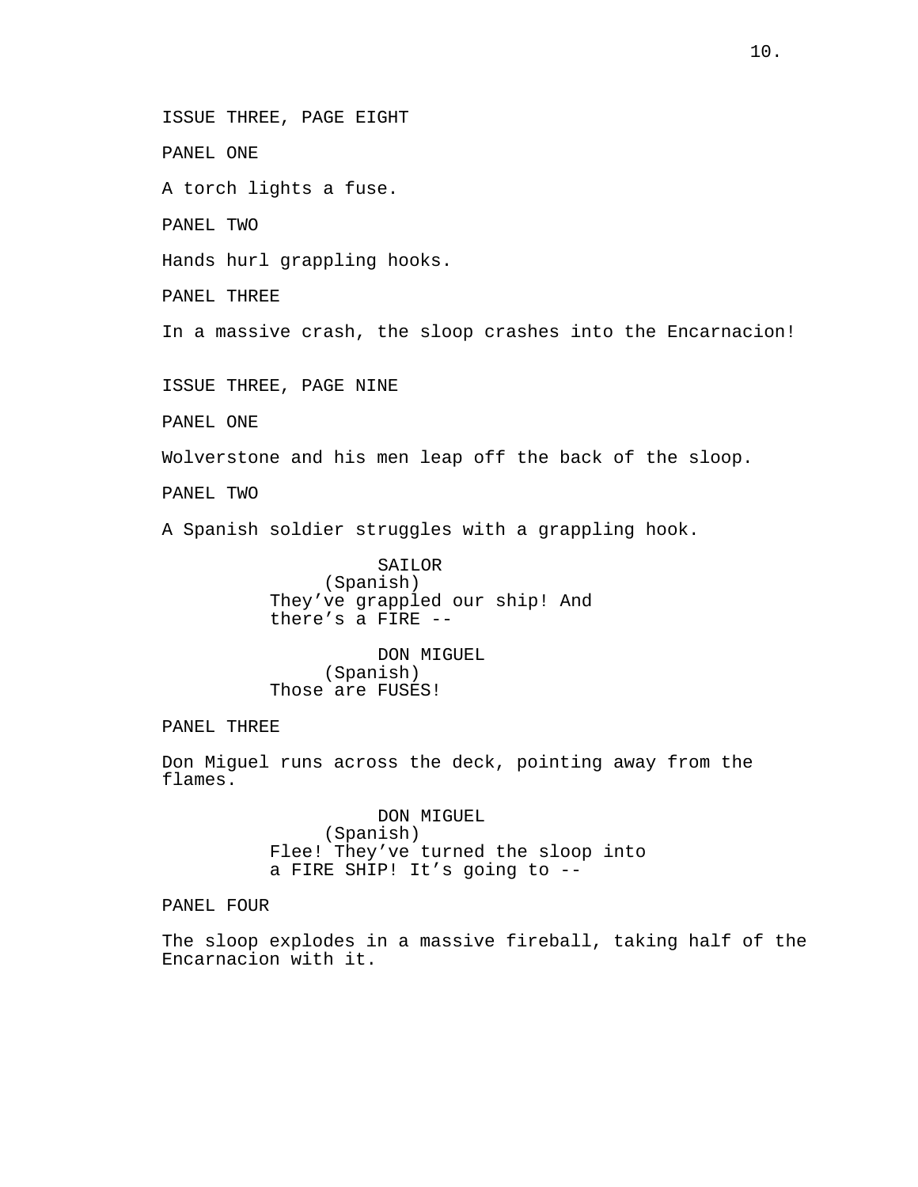ISSUE THREE, PAGE EIGHT

PANEL ONE

A torch lights a fuse.

PANEL TWO

Hands hurl grappling hooks.

PANEL THREE

In a massive crash, the sloop crashes into the Encarnacion!

ISSUE THREE, PAGE NINE

PANEL ONE

Wolverstone and his men leap off the back of the sloop.

PANEL TWO

A Spanish soldier struggles with a grappling hook.

SAILOR
(Spanish)
They've grappled our ship! And there's a FIRE --

DON MIGUEL
(Spanish)
Those are FUSES!

PANEL THREE

Don Miguel runs across the deck, pointing away from the flames.

DON MIGUEL
(Spanish)
Flee! They've turned the sloop into a FIRE SHIP! It's going to --

PANEL FOUR

The sloop explodes in a massive fireball, taking half of the Encarnacion with it.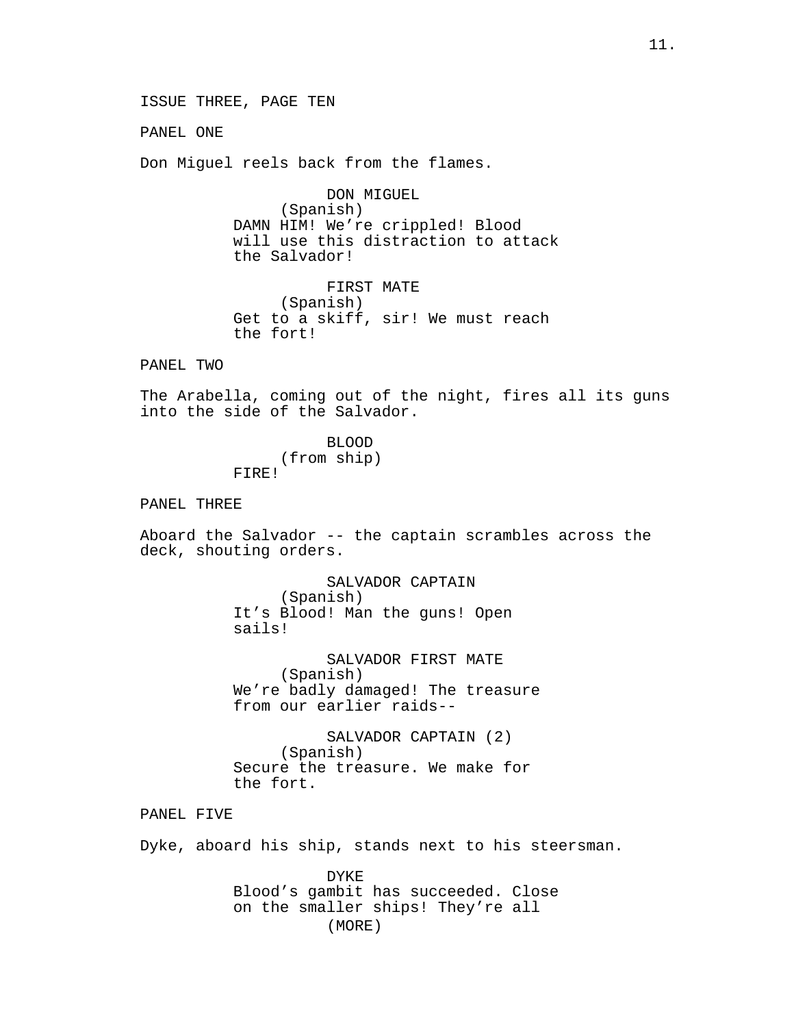ISSUE THREE, PAGE TEN

PANEL ONE

Don Miguel reels back from the flames.

DON MIGUEL
(Spanish)
DAMN HIM! We're crippled! Blood will use this distraction to attack the Salvador!

FIRST MATE
(Spanish)
Get to a skiff, sir! We must reach the fort!

PANEL TWO

The Arabella, coming out of the night, fires all its guns into the side of the Salvador.

BLOOD
(from ship)
FIRE!

PANEL THREE

Aboard the Salvador -- the captain scrambles across the deck, shouting orders.

SALVADOR CAPTAIN
(Spanish)
It's Blood! Man the guns! Open sails!

SALVADOR FIRST MATE
(Spanish)
We're badly damaged! The treasure from our earlier raids--

SALVADOR CAPTAIN (2)
(Spanish)
Secure the treasure. We make for the fort.

PANEL FIVE

Dyke, aboard his ship, stands next to his steersman.

DYKE
Blood's gambit has succeeded. Close on the smaller ships! They're all
(MORE)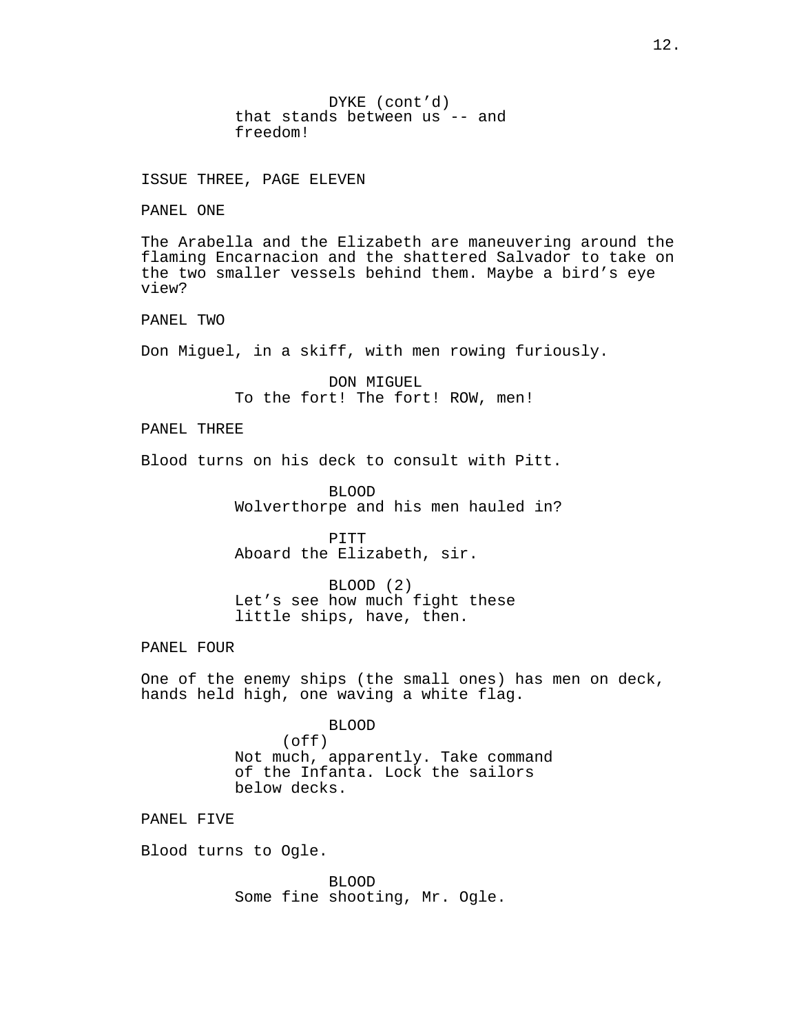DYKE (cont'd)
that stands between us -- and freedom!

## ISSUE THREE, PAGE ELEVEN

PANEL ONE

The Arabella and the Elizabeth are maneuvering around the flaming Encarnacion and the shattered Salvador to take on the two smaller vessels behind them. Maybe a bird's eye view?

PANEL TWO

Don Miguel, in a skiff, with men rowing furiously.

DON MIGUEL
To the fort! The fort! ROW, men!

PANEL THREE

Blood turns on his deck to consult with Pitt.

BLOOD
Wolverthorpe and his men hauled in?

PITT
Aboard the Elizabeth, sir.

BLOOD (2)
Let's see how much fight these little ships, have, then.

PANEL FOUR

One of the enemy ships (the small ones) has men on deck, hands held high, one waving a white flag.

BLOOD
(off)
Not much, apparently. Take command of the Infanta. Lock the sailors below decks.

PANEL FIVE

Blood turns to Ogle.

BLOOD
Some fine shooting, Mr. Ogle.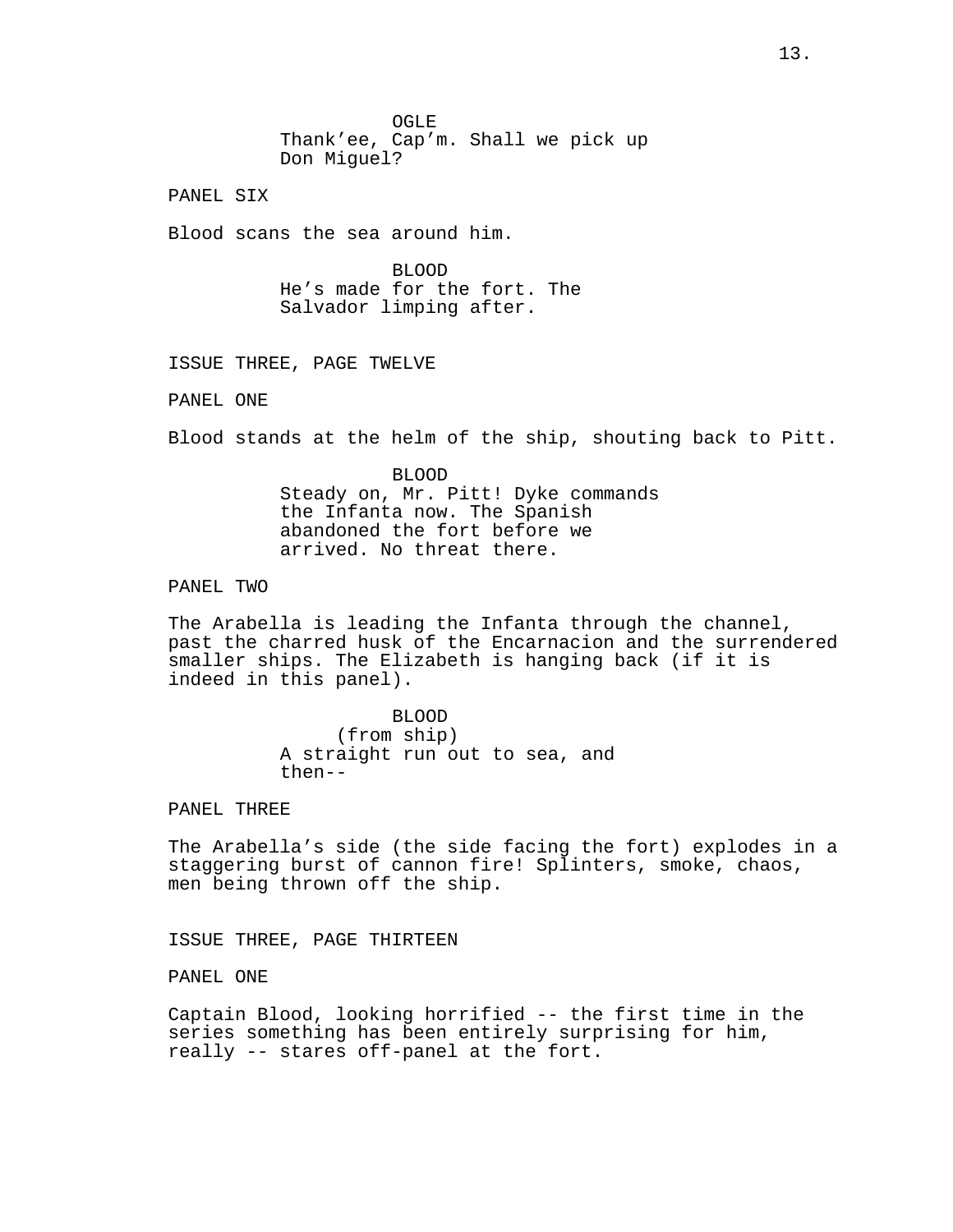OGLE
Thank'ee, Cap'm. Shall we pick up Don Miguel?

PANEL SIX

Blood scans the sea around him.

BLOOD
He's made for the fort. The Salvador limping after.

ISSUE THREE, PAGE TWELVE

PANEL ONE

Blood stands at the helm of the ship, shouting back to Pitt.

BLOOD
Steady on, Mr. Pitt! Dyke commands the Infanta now. The Spanish abandoned the fort before we arrived. No threat there.

PANEL TWO

The Arabella is leading the Infanta through the channel, past the charred husk of the Encarnacion and the surrendered smaller ships. The Elizabeth is hanging back (if it is indeed in this panel).

BLOOD
(from ship)
A straight run out to sea, and then--

PANEL THREE

The Arabella's side (the side facing the fort) explodes in a staggering burst of cannon fire! Splinters, smoke, chaos, men being thrown off the ship.

ISSUE THREE, PAGE THIRTEEN

PANEL ONE

Captain Blood, looking horrified -- the first time in the series something has been entirely surprising for him, really -- stares off-panel at the fort.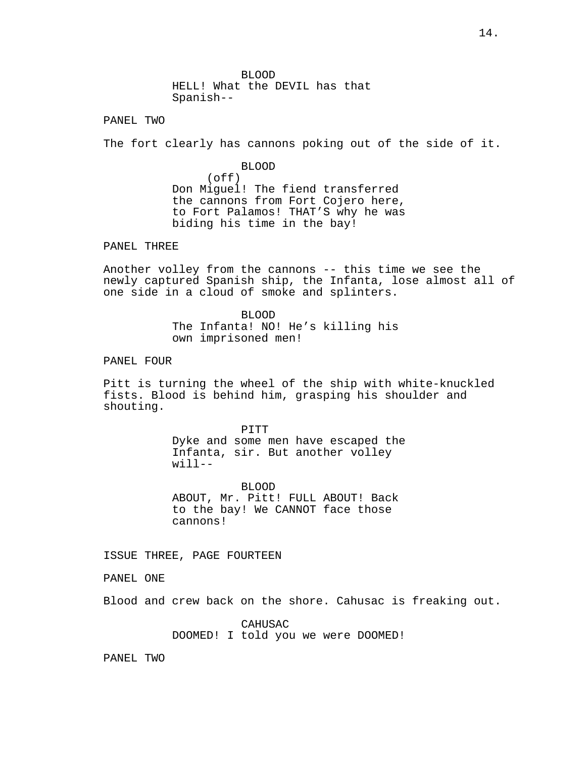BLOOD
HELL! What the DEVIL has that Spanish--

PANEL TWO

The fort clearly has cannons poking out of the side of it.

BLOOD
(off)
Don Miguel! The fiend transferred the cannons from Fort Cojero here, to Fort Palamos! THAT'S why he was biding his time in the bay!

PANEL THREE

Another volley from the cannons -- this time we see the newly captured Spanish ship, the Infanta, lose almost all of one side in a cloud of smoke and splinters.

BLOOD
The Infanta! NO! He's killing his own imprisoned men!

PANEL FOUR

Pitt is turning the wheel of the ship with white-knuckled fists. Blood is behind him, grasping his shoulder and shouting.

PITT
Dyke and some men have escaped the Infanta, sir. But another volley will--

BLOOD
ABOUT, Mr. Pitt! FULL ABOUT! Back to the bay! We CANNOT face those cannons!

ISSUE THREE, PAGE FOURTEEN

PANEL ONE

Blood and crew back on the shore. Cahusac is freaking out.

CAHUSAC
DOOMED! I told you we were DOOMED!

PANEL TWO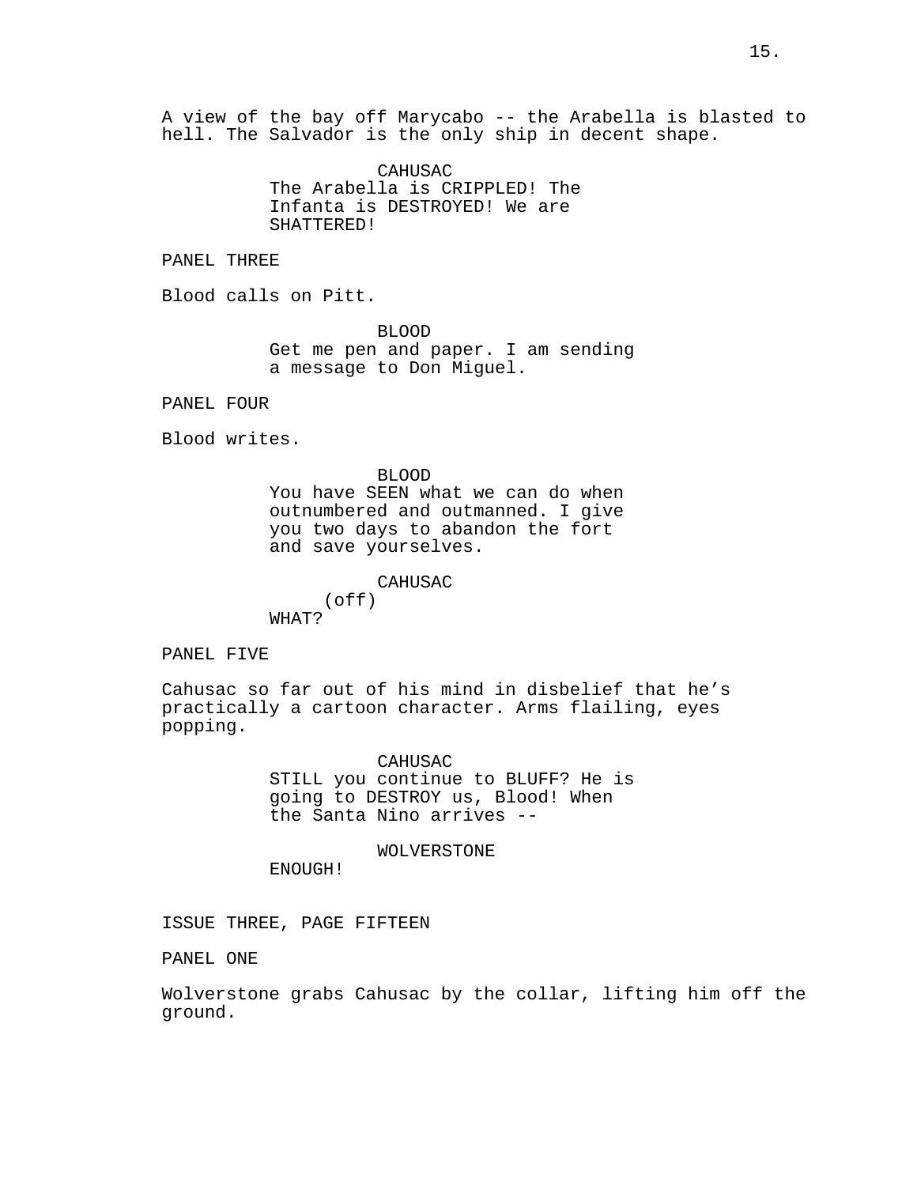A view of the bay off Marycabo -- the Arabella is blasted to hell. The Salvador is the only ship in decent shape.

CAHUSAC
The Arabella is CRIPPLED! The Infanta is DESTROYED! We are SHATTERED!

PANEL THREE

Blood calls on Pitt.

BLOOD
Get me pen and paper. I am sending a message to Don Miguel.

PANEL FOUR

Blood writes.

BLOOD
You have SEEN what we can do when outnumbered and outmanned. I give you two days to abandon the fort and save yourselves.

CAHUSAC
(off)
WHAT?

PANEL FIVE

Cahusac so far out of his mind in disbelief that he's practically a cartoon character. Arms flailing, eyes popping.

CAHUSAC
STILL you continue to BLUFF? He is going to DESTROY us, Blood! When the Santa Nino arrives --

WOLVERSTONE
ENOUGH!

ISSUE THREE, PAGE FIFTEEN

PANEL ONE

Wolverstone grabs Cahusac by the collar, lifting him off the ground.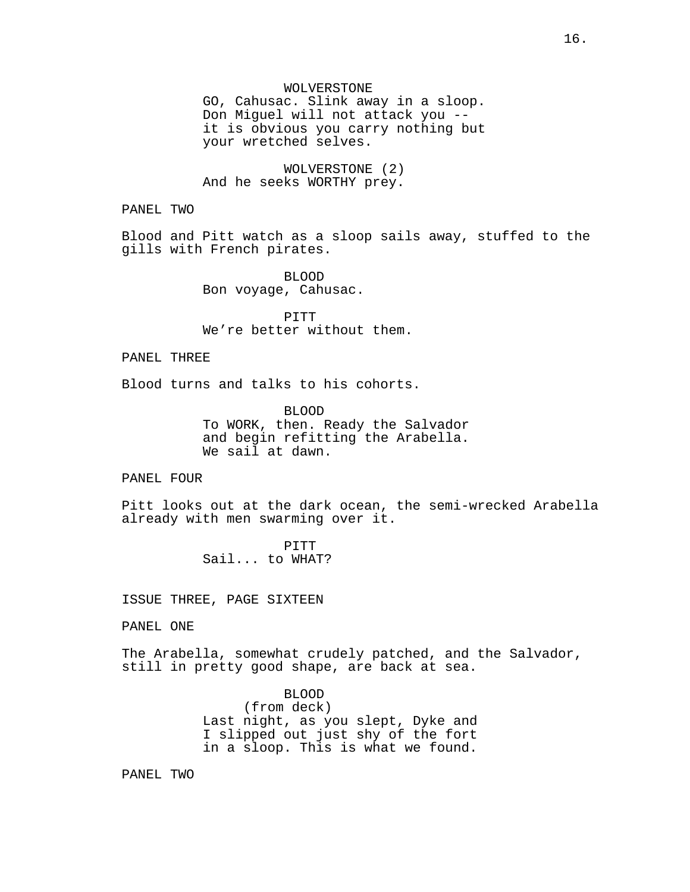WOLVERSTONE
GO, Cahusac. Slink away in a sloop. Don Miguel will not attack you -- it is obvious you carry nothing but your wretched selves.

WOLVERSTONE (2)
And he seeks WORTHY prey.

PANEL TWO

Blood and Pitt watch as a sloop sails away, stuffed to the gills with French pirates.

BLOOD
Bon voyage, Cahusac.

PITT
We're better without them.

PANEL THREE

Blood turns and talks to his cohorts.

BLOOD
To WORK, then. Ready the Salvador and begin refitting the Arabella. We sail at dawn.

PANEL FOUR

Pitt looks out at the dark ocean, the semi-wrecked Arabella already with men swarming over it.

PITT
Sail... to WHAT?

ISSUE THREE, PAGE SIXTEEN

PANEL ONE

The Arabella, somewhat crudely patched, and the Salvador, still in pretty good shape, are back at sea.

BLOOD
(from deck)
Last night, as you slept, Dyke and I slipped out just shy of the fort in a sloop. This is what we found.

PANEL TWO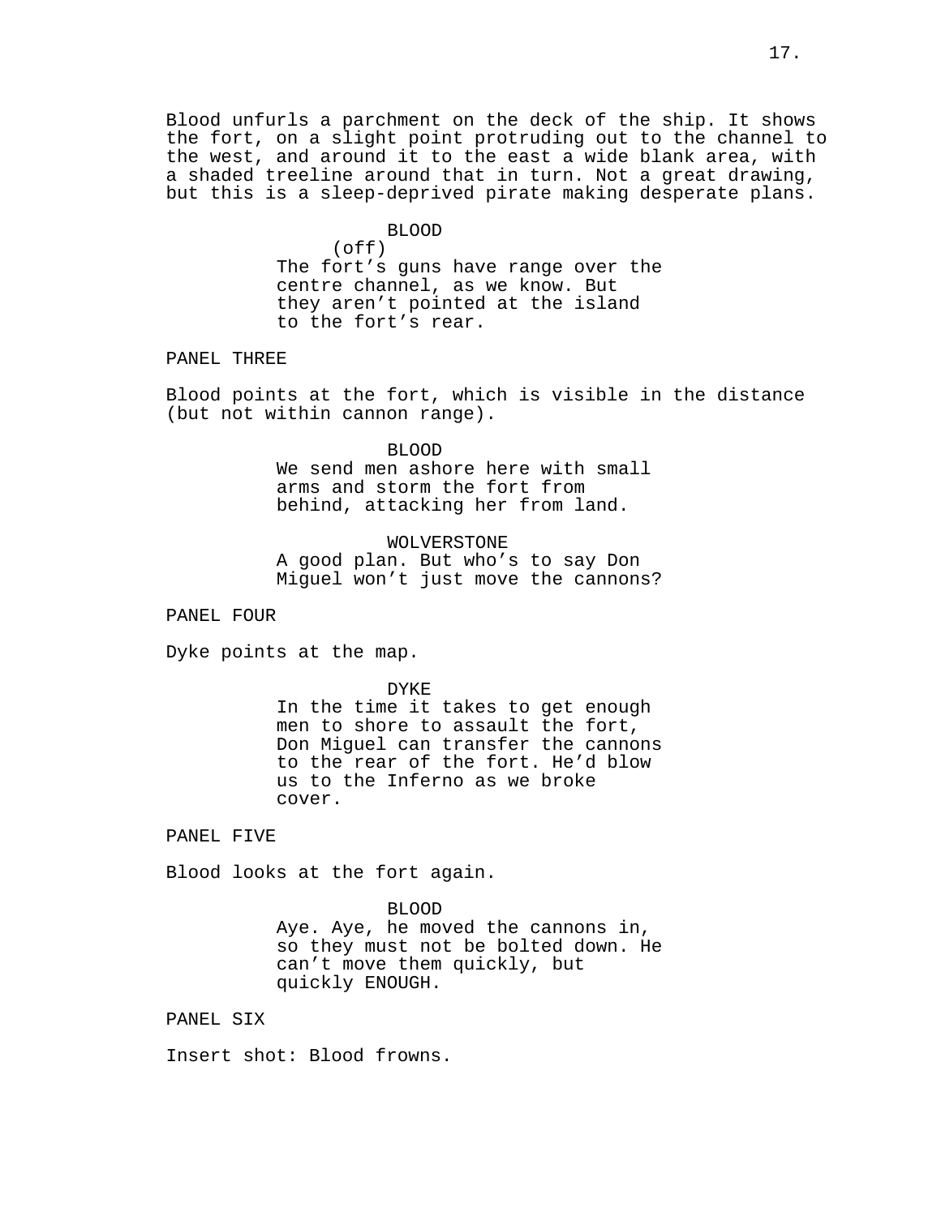Blood unfurls a parchment on the deck of the ship. It shows the fort, on a slight point protruding out to the channel to the west, and around it to the east a wide blank area, with a shaded treeline around that in turn. Not a great drawing, but this is a sleep-deprived pirate making desperate plans.

BLOOD
(off)
The fort's guns have range over the centre channel, as we know. But they aren't pointed at the island to the fort's rear.

PANEL THREE

Blood points at the fort, which is visible in the distance (but not within cannon range).

BLOOD
We send men ashore here with small arms and storm the fort from behind, attacking her from land.

WOLVERSTONE
A good plan. But who's to say Don Miguel won't just move the cannons?

PANEL FOUR

Dyke points at the map.

DYKE
In the time it takes to get enough men to shore to assault the fort, Don Miguel can transfer the cannons to the rear of the fort. He'd blow us to the Inferno as we broke cover.

PANEL FIVE

Blood looks at the fort again.

BLOOD
Aye. Aye, he moved the cannons in, so they must not be bolted down. He can't move them quickly, but quickly ENOUGH.

PANEL SIX

Insert shot: Blood frowns.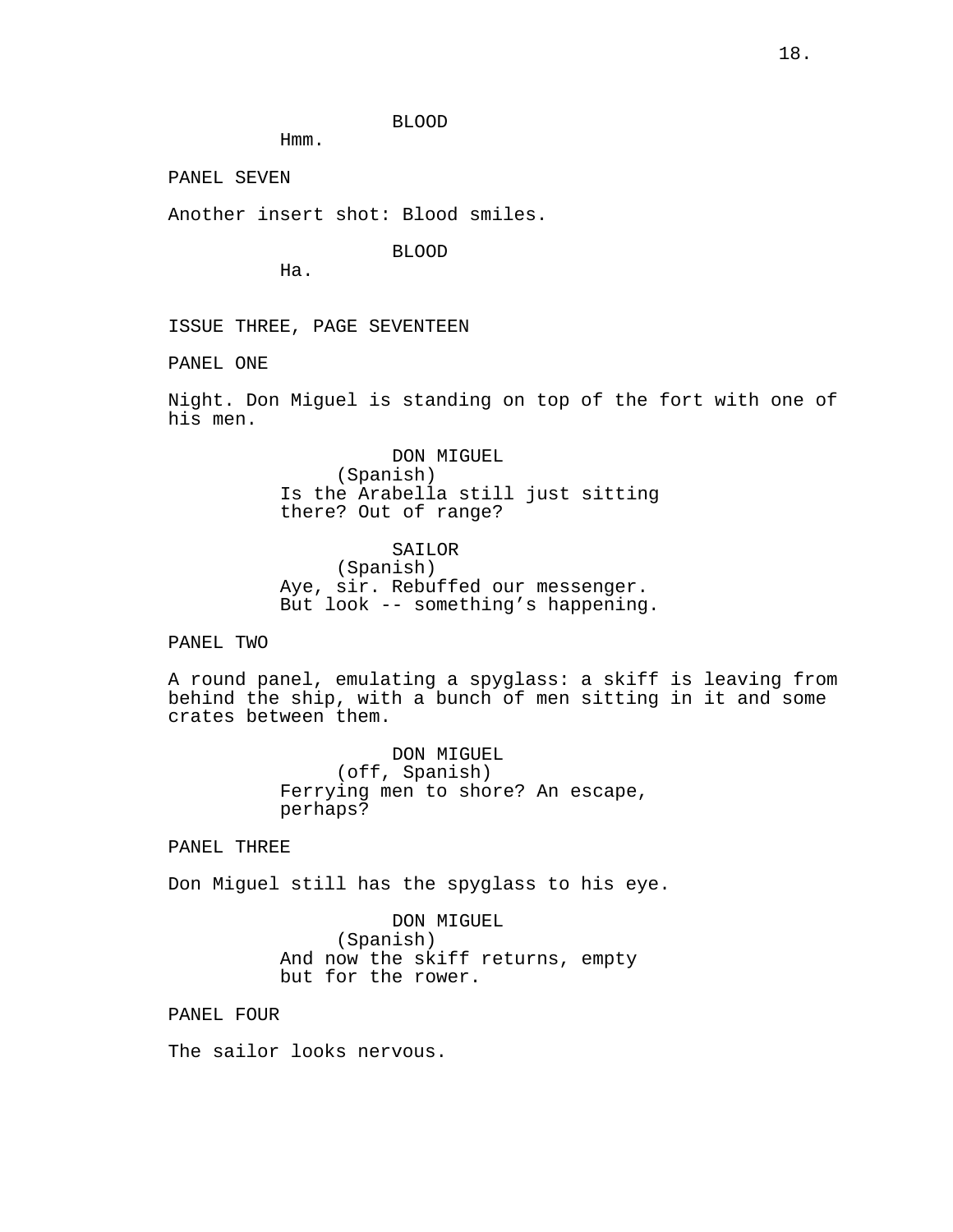BLOOD

Hmm.

PANEL SEVEN

Another insert shot: Blood smiles.

BLOOD

Ha.

## ISSUE THREE, PAGE SEVENTEEN

PANEL ONE

Night. Don Miguel is standing on top of the fort with one of his men.

DON MIGUEL
(Spanish)
Is the Arabella still just sitting there? Out of range?

SAILOR
(Spanish)
Aye, sir. Rebuffed our messenger. But look -- something's happening.

PANEL TWO

A round panel, emulating a spyglass: a skiff is leaving from behind the ship, with a bunch of men sitting in it and some crates between them.

DON MIGUEL
(off, Spanish)
Ferrying men to shore? An escape, perhaps?

PANEL THREE

Don Miguel still has the spyglass to his eye.

DON MIGUEL
(Spanish)
And now the skiff returns, empty but for the rower.

PANEL FOUR

The sailor looks nervous.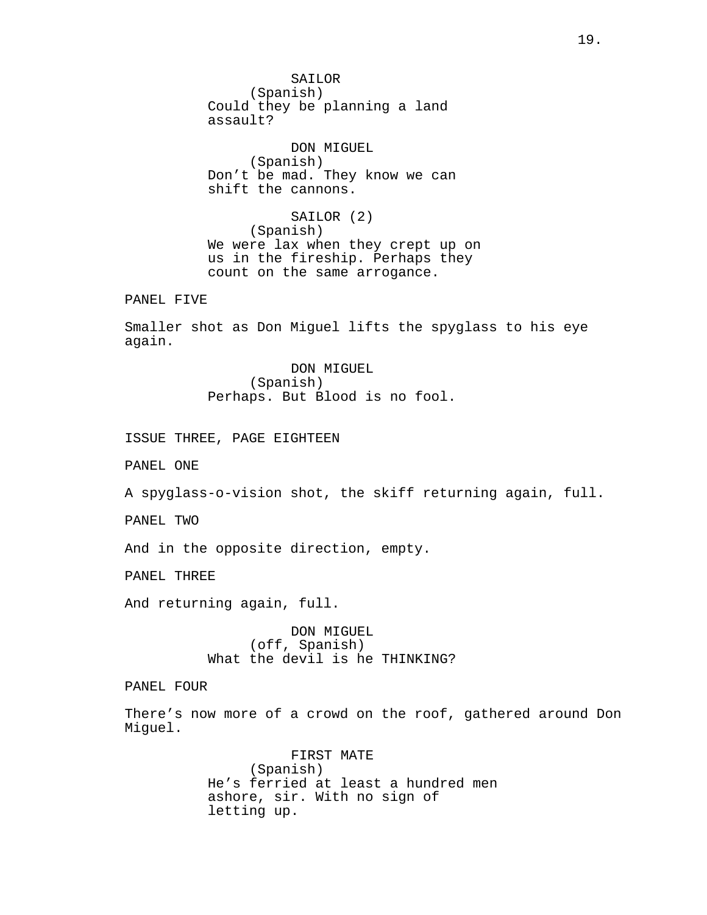SAILOR
(Spanish)
Could they be planning a land assault?

DON MIGUEL
(Spanish)
Don't be mad. They know we can shift the cannons.

SAILOR (2)
(Spanish)
We were lax when they crept up on us in the fireship. Perhaps they count on the same arrogance.

PANEL FIVE

Smaller shot as Don Miguel lifts the spyglass to his eye again.

DON MIGUEL
(Spanish)
Perhaps. But Blood is no fool.

ISSUE THREE, PAGE EIGHTEEN

PANEL ONE

A spyglass-o-vision shot, the skiff returning again, full.

PANEL TWO

And in the opposite direction, empty.

PANEL THREE

And returning again, full.

DON MIGUEL
(off, Spanish)
What the devil is he THINKING?

PANEL FOUR

There's now more of a crowd on the roof, gathered around Don Miguel.

FIRST MATE
(Spanish)
He's ferried at least a hundred men ashore, sir. With no sign of letting up.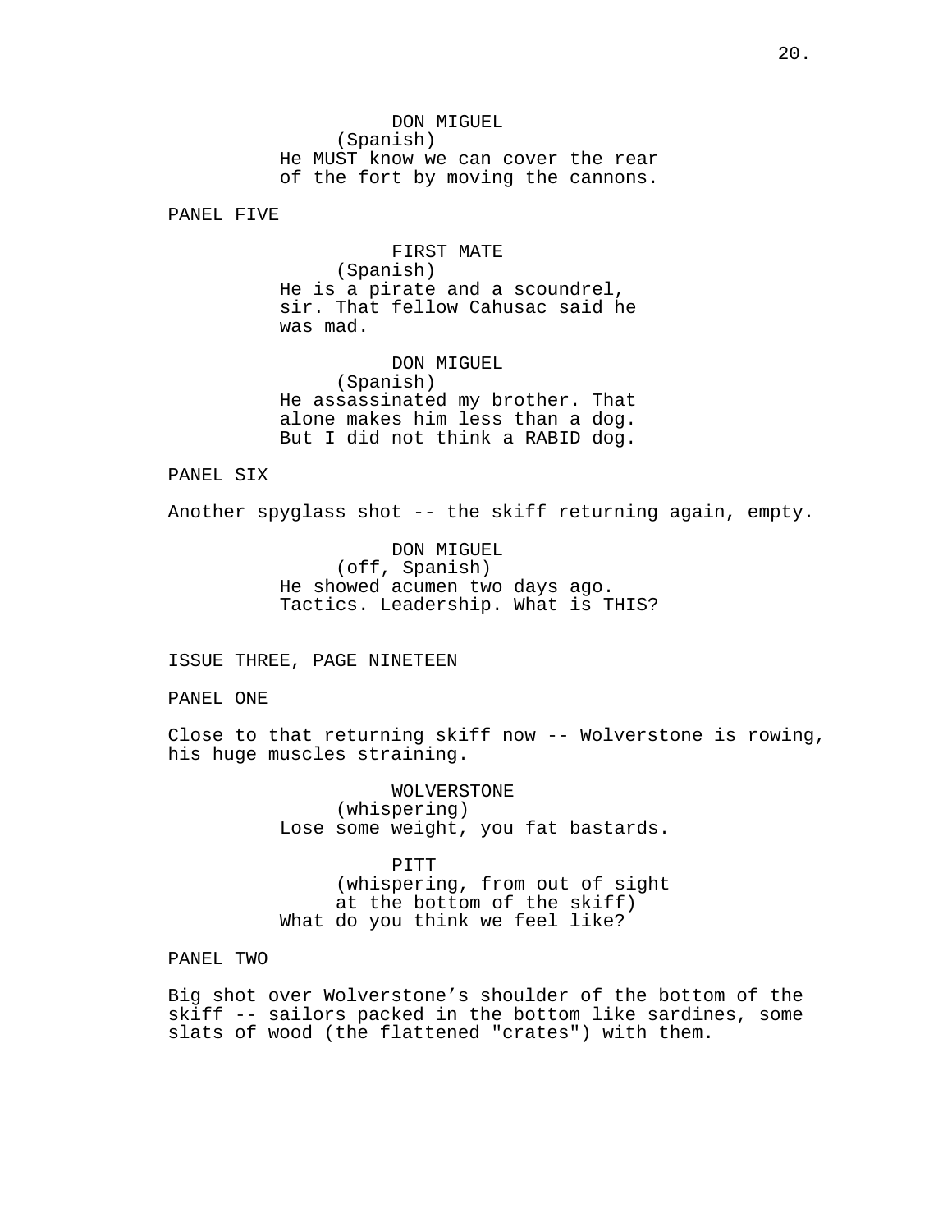DON MIGUEL
(Spanish)
He MUST know we can cover the rear of the fort by moving the cannons.

PANEL FIVE

FIRST MATE
(Spanish)
He is a pirate and a scoundrel, sir. That fellow Cahusac said he was mad.

DON MIGUEL
(Spanish)
He assassinated my brother. That alone makes him less than a dog. But I did not think a RABID dog.

PANEL SIX

Another spyglass shot -- the skiff returning again, empty.

DON MIGUEL
(off, Spanish)
He showed acumen two days ago. Tactics. Leadership. What is THIS?

ISSUE THREE, PAGE NINETEEN

PANEL ONE

Close to that returning skiff now -- Wolverstone is rowing, his huge muscles straining.

WOLVERSTONE
(whispering)
Lose some weight, you fat bastards.

PITT
(whispering, from out of sight at the bottom of the skiff)
What do you think we feel like?

PANEL TWO

Big shot over Wolverstone's shoulder of the bottom of the skiff -- sailors packed in the bottom like sardines, some slats of wood (the flattened "crates") with them.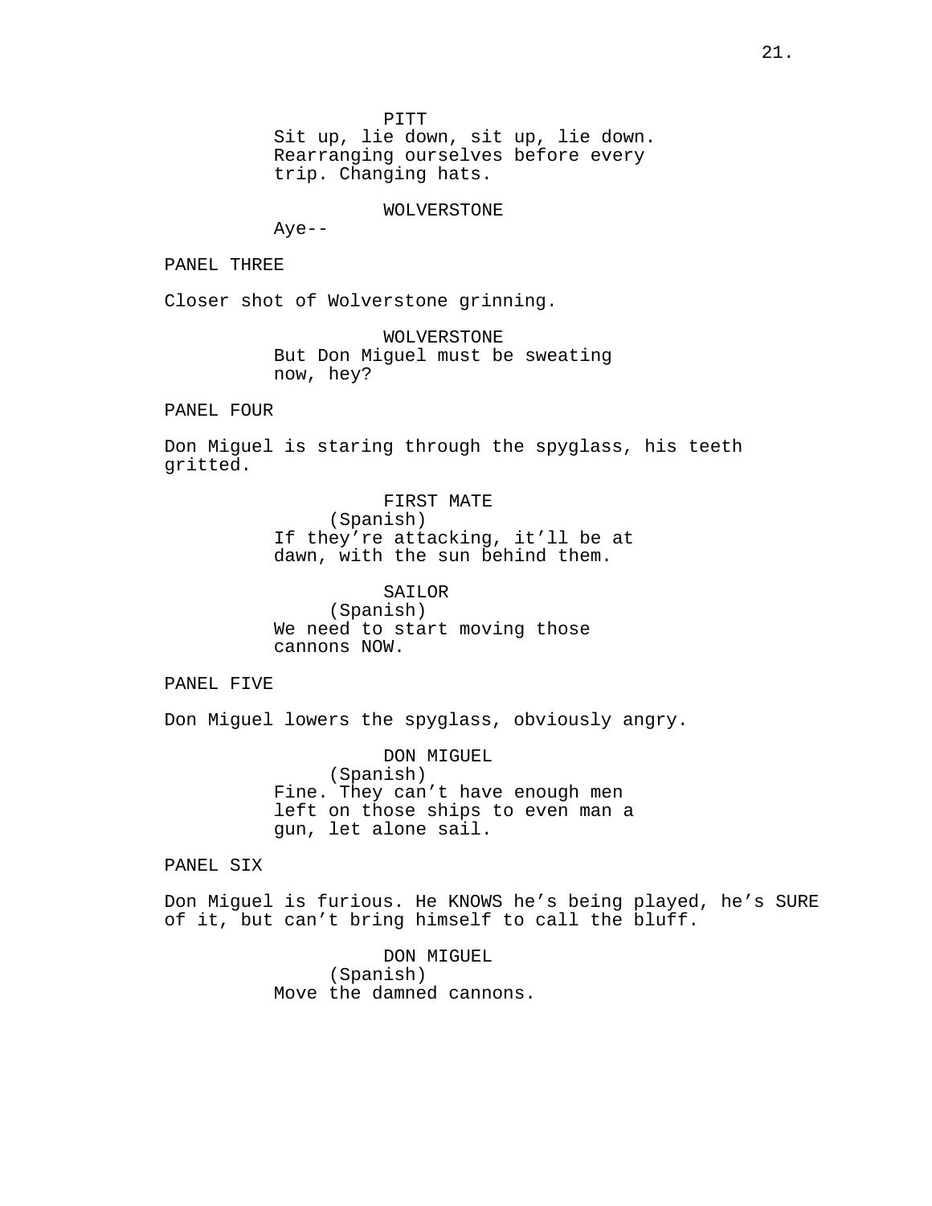PITT
Sit up, lie down, sit up, lie down. Rearranging ourselves before every trip. Changing hats.

WOLVERSTONE
Aye--

PANEL THREE

Closer shot of Wolverstone grinning.

WOLVERSTONE
But Don Miguel must be sweating now, hey?

PANEL FOUR

Don Miguel is staring through the spyglass, his teeth gritted.

FIRST MATE
(Spanish)
If they're attacking, it'll be at dawn, with the sun behind them.

SAILOR
(Spanish)
We need to start moving those cannons NOW.

PANEL FIVE

Don Miguel lowers the spyglass, obviously angry.

DON MIGUEL
(Spanish)
Fine. They can't have enough men left on those ships to even man a gun, let alone sail.

PANEL SIX

Don Miguel is furious. He KNOWS he's being played, he's SURE of it, but can't bring himself to call the bluff.

DON MIGUEL
(Spanish)
Move the damned cannons.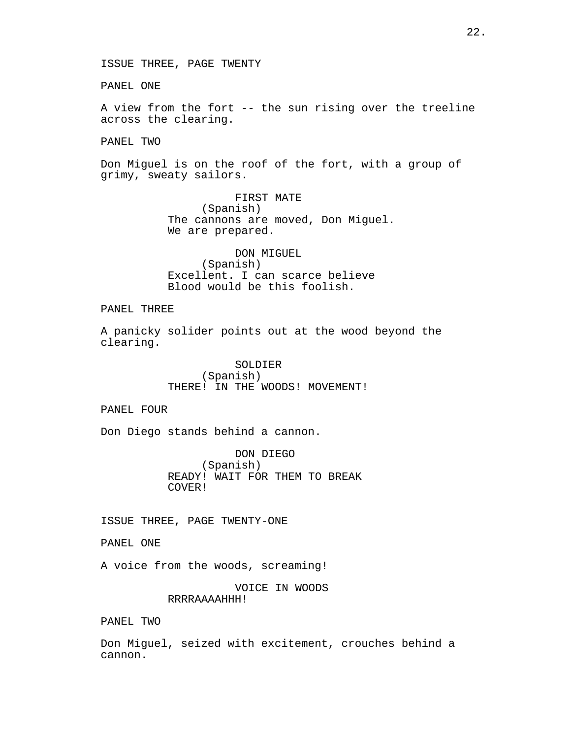ISSUE THREE, PAGE TWENTY

PANEL ONE

A view from the fort -- the sun rising over the treeline across the clearing.

PANEL TWO

Don Miguel is on the roof of the fort, with a group of grimy, sweaty sailors.

FIRST MATE
(Spanish)
The cannons are moved, Don Miguel. We are prepared.

DON MIGUEL
(Spanish)
Excellent. I can scarce believe Blood would be this foolish.

PANEL THREE

A panicky solider points out at the wood beyond the clearing.

SOLDIER
(Spanish)
THERE! IN THE WOODS! MOVEMENT!

PANEL FOUR

Don Diego stands behind a cannon.

DON DIEGO
(Spanish)
READY! WAIT FOR THEM TO BREAK COVER!

ISSUE THREE, PAGE TWENTY-ONE

PANEL ONE

A voice from the woods, screaming!

VOICE IN WOODS
RRRRAAAAHHH!

PANEL TWO

Don Miguel, seized with excitement, crouches behind a cannon.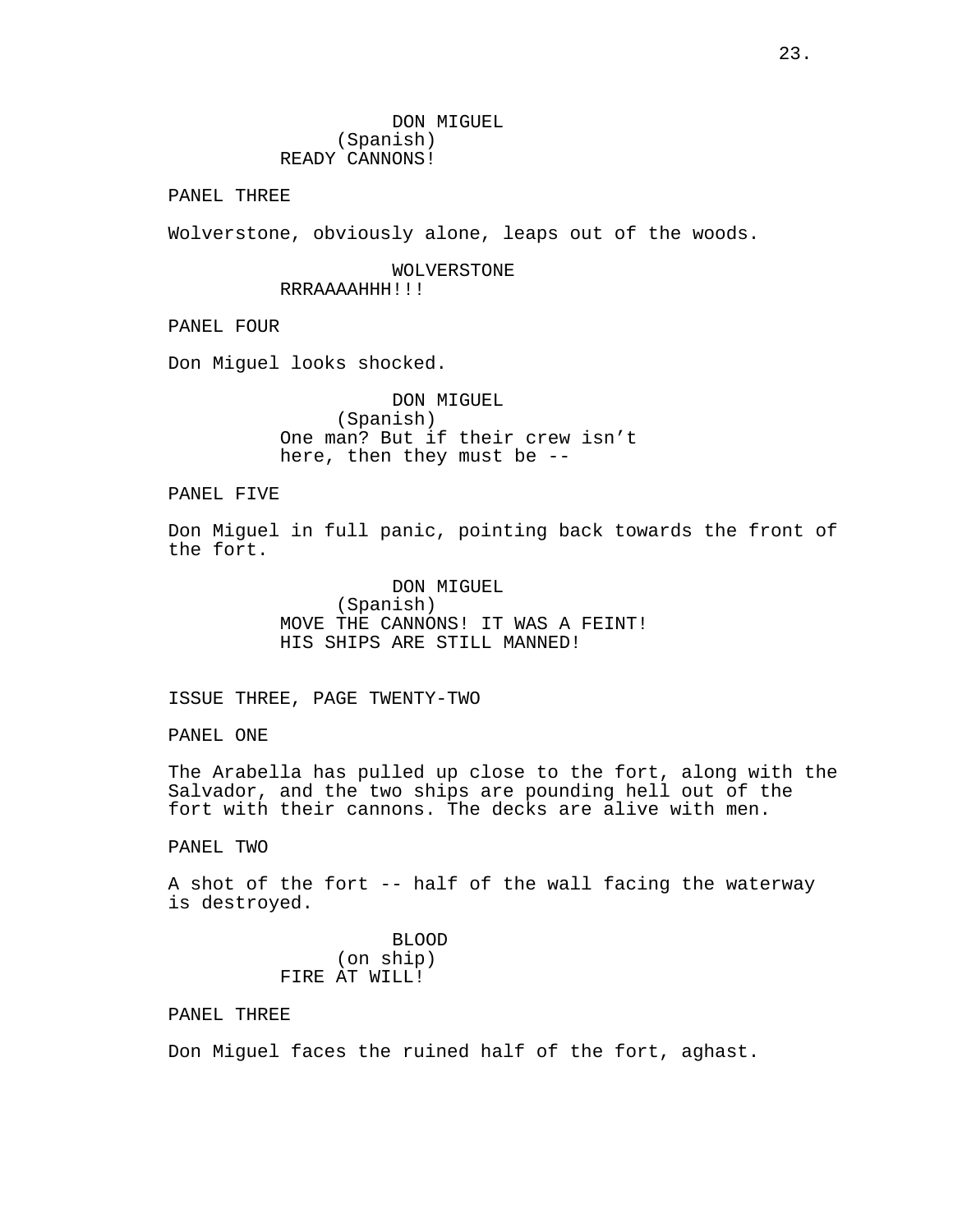DON MIGUEL
(Spanish)
READY CANNONS!

PANEL THREE

Wolverstone, obviously alone, leaps out of the woods.

WOLVERSTONE
RRRAAAAHHH!!!

PANEL FOUR

Don Miguel looks shocked.

DON MIGUEL
(Spanish)
One man? But if their crew isn’t here, then they must be --

PANEL FIVE

Don Miguel in full panic, pointing back towards the front of the fort.

DON MIGUEL
(Spanish)
MOVE THE CANNONS! IT WAS A FEINT! HIS SHIPS ARE STILL MANNED!

ISSUE THREE, PAGE TWENTY-TWO

PANEL ONE

The Arabella has pulled up close to the fort, along with the Salvador, and the two ships are pounding hell out of the fort with their cannons. The decks are alive with men.

PANEL TWO

A shot of the fort -- half of the wall facing the waterway is destroyed.

BLOOD
(on ship)
FIRE AT WILL!

PANEL THREE

Don Miguel faces the ruined half of the fort, aghast.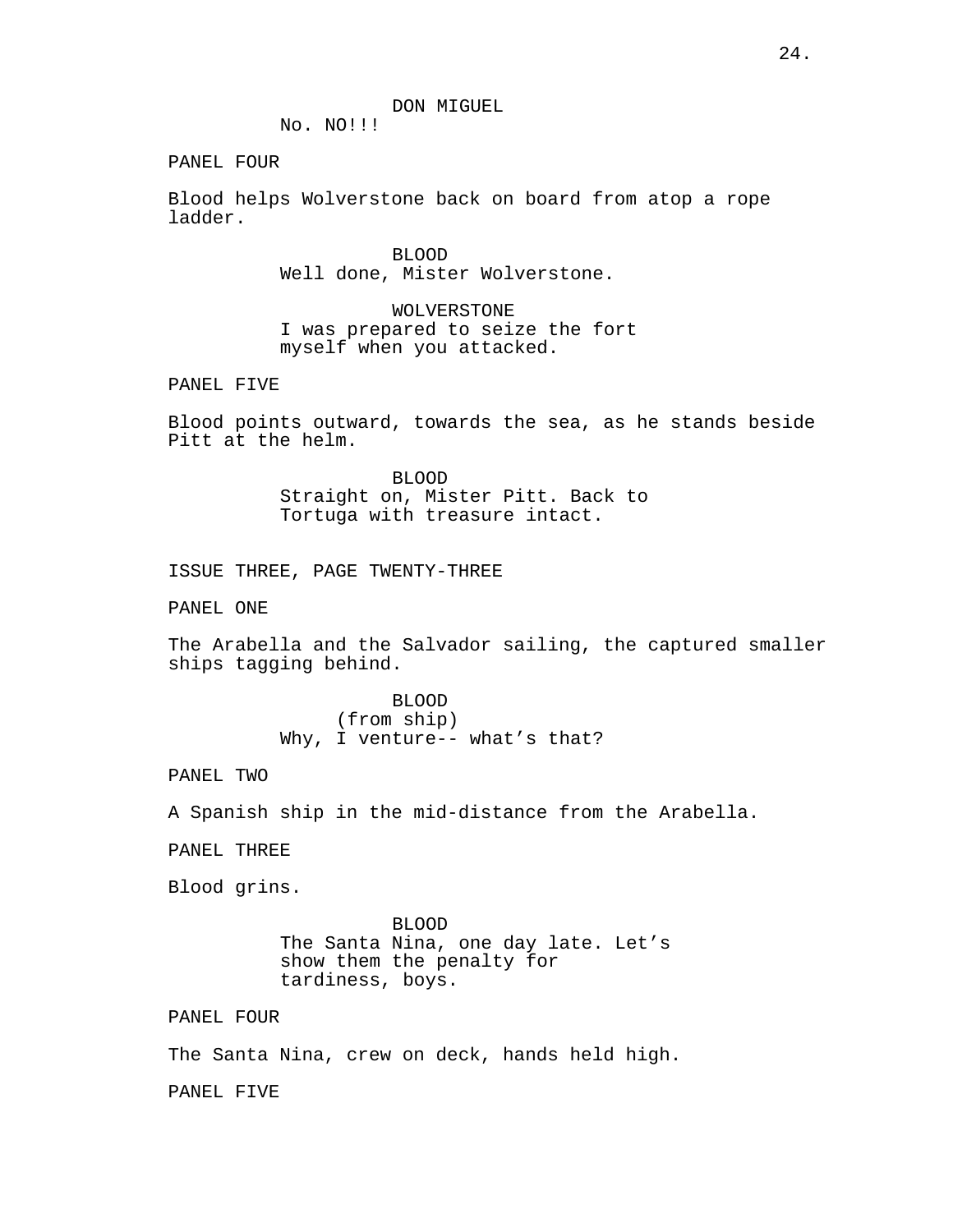DON MIGUEL
No. NO!!!

PANEL FOUR

Blood helps Wolverstone back on board from atop a rope ladder.

BLOOD
Well done, Mister Wolverstone.

WOLVERSTONE
I was prepared to seize the fort myself when you attacked.

PANEL FIVE

Blood points outward, towards the sea, as he stands beside Pitt at the helm.

BLOOD
Straight on, Mister Pitt. Back to Tortuga with treasure intact.

ISSUE THREE, PAGE TWENTY-THREE

PANEL ONE

The Arabella and the Salvador sailing, the captured smaller ships tagging behind.

BLOOD
(from ship)
Why, I venture-- what's that?

PANEL TWO

A Spanish ship in the mid-distance from the Arabella.

PANEL THREE

Blood grins.

BLOOD
The Santa Nina, one day late. Let's show them the penalty for tardiness, boys.

PANEL FOUR

The Santa Nina, crew on deck, hands held high.

PANEL FIVE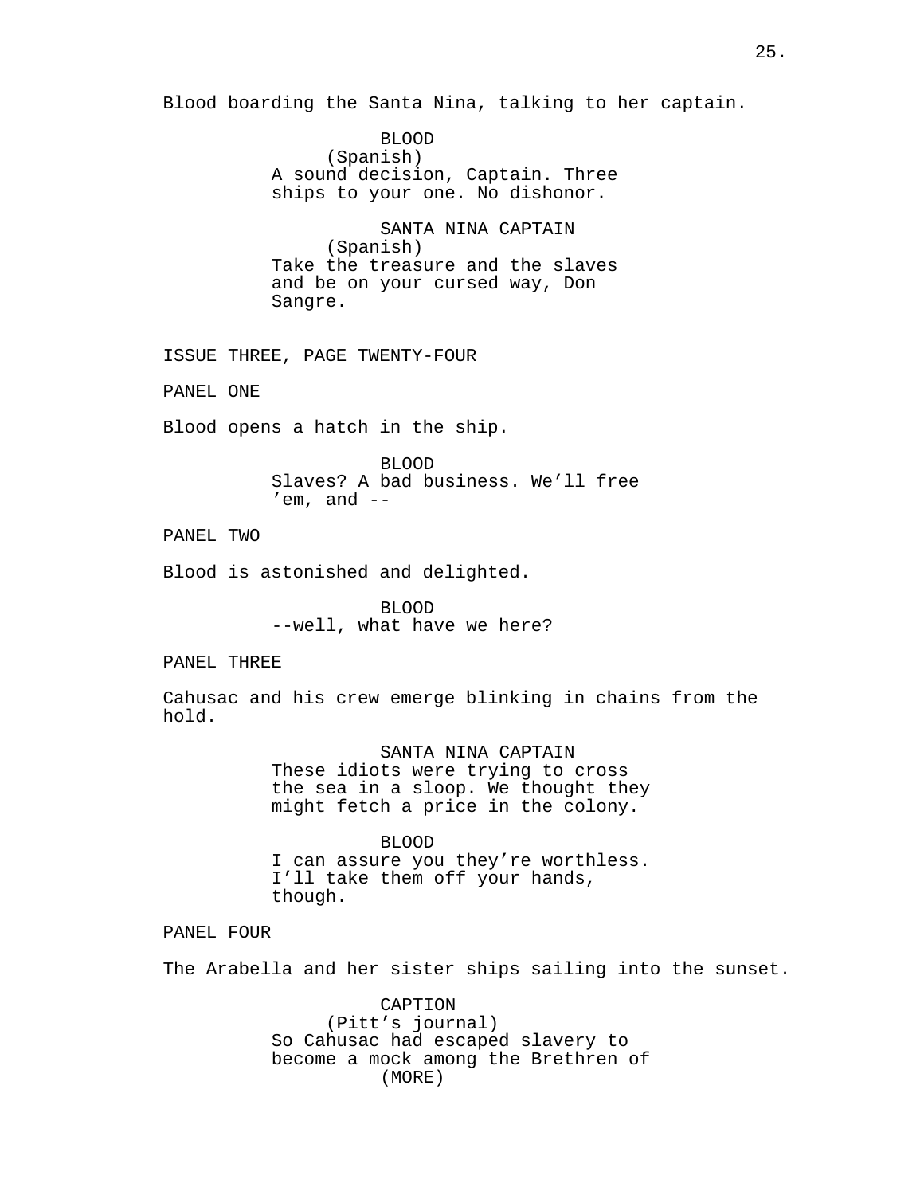Blood boarding the Santa Nina, talking to her captain.

BLOOD
(Spanish)
A sound decision, Captain. Three ships to your one. No dishonor.

SANTA NINA CAPTAIN
(Spanish)
Take the treasure and the slaves and be on your cursed way, Don Sangre.

ISSUE THREE, PAGE TWENTY-FOUR

PANEL ONE

Blood opens a hatch in the ship.

BLOOD
Slaves? A bad business. We'll free 'em, and --

PANEL TWO

Blood is astonished and delighted.

BLOOD
--well, what have we here?

PANEL THREE

Cahusac and his crew emerge blinking in chains from the hold.

SANTA NINA CAPTAIN
These idiots were trying to cross the sea in a sloop. We thought they might fetch a price in the colony.

BLOOD
I can assure you they're worthless. I'll take them off your hands, though.

PANEL FOUR

The Arabella and her sister ships sailing into the sunset.

CAPTION
(Pitt's journal)
So Cahusac had escaped slavery to become a mock among the Brethren of
(MORE)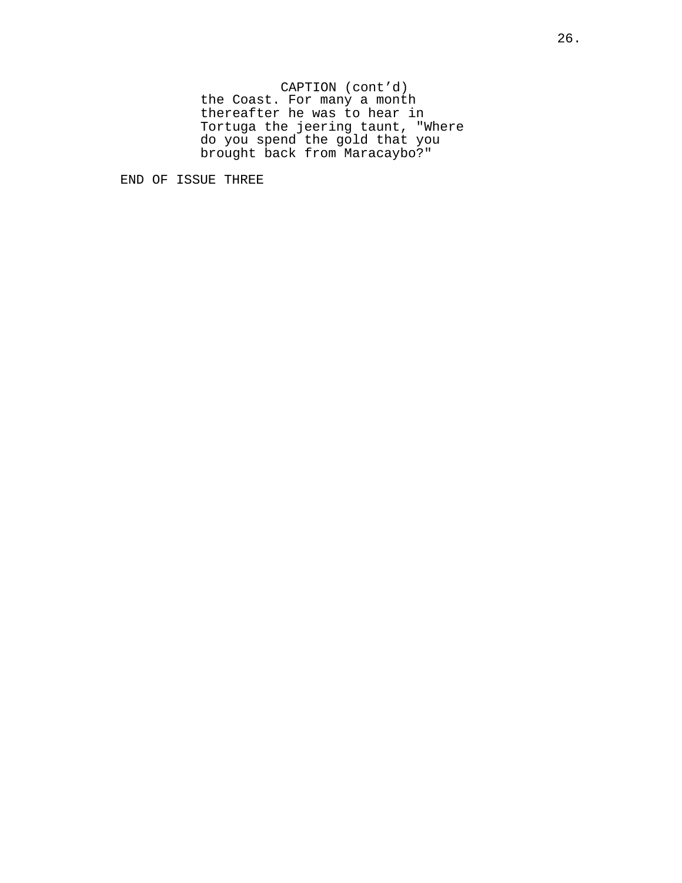CAPTION (cont'd)

the Coast. For many a month thereafter he was to hear in Tortuga the jeering taunt, "Where do you spend the gold that you brought back from Maracaybo?"

END OF ISSUE THREE